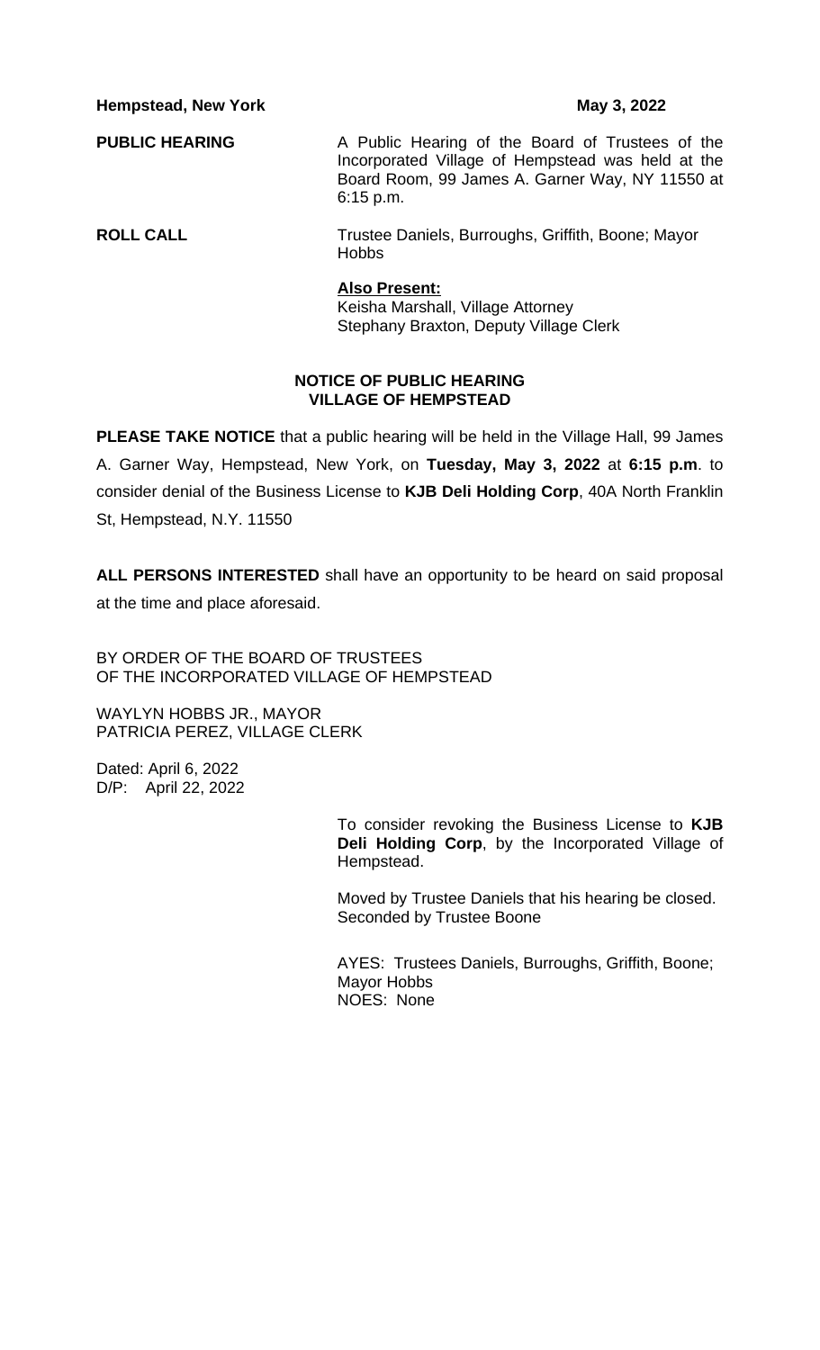**Hempstead, New York** **May 3, 2022**

**PUBLIC HEARING** A Public Hearing of the Board of Trustees of the Incorporated Village of Hempstead was held at the Board Room, 99 James A. Garner Way, NY 11550 at 6:15 p.m.

**ROLL CALL** Trustee Daniels, Burroughs, Griffith, Boone; Mayor Hobbs

**Also Present:**
Keisha Marshall, Village Attorney
Stephany Braxton, Deputy Village Clerk

**NOTICE OF PUBLIC HEARING**
**VILLAGE OF HEMPSTEAD**

**PLEASE TAKE NOTICE** that a public hearing will be held in the Village Hall, 99 James A. Garner Way, Hempstead, New York, on **Tuesday, May 3, 2022** at **6:15 p.m**. to consider denial of the Business License to **KJB Deli Holding Corp**, 40A North Franklin St, Hempstead, N.Y. 11550

**ALL PERSONS INTERESTED** shall have an opportunity to be heard on said proposal at the time and place aforesaid.

BY ORDER OF THE BOARD OF TRUSTEES
OF THE INCORPORATED VILLAGE OF HEMPSTEAD

WAYLYN HOBBS JR., MAYOR
PATRICIA PEREZ, VILLAGE CLERK

Dated: April 6, 2022
D/P: April 22, 2022

To consider revoking the Business License to **KJB Deli Holding Corp**, by the Incorporated Village of Hempstead.

Moved by Trustee Daniels that his hearing be closed.
Seconded by Trustee Boone

AYES: Trustees Daniels, Burroughs, Griffith, Boone; Mayor Hobbs
NOES: None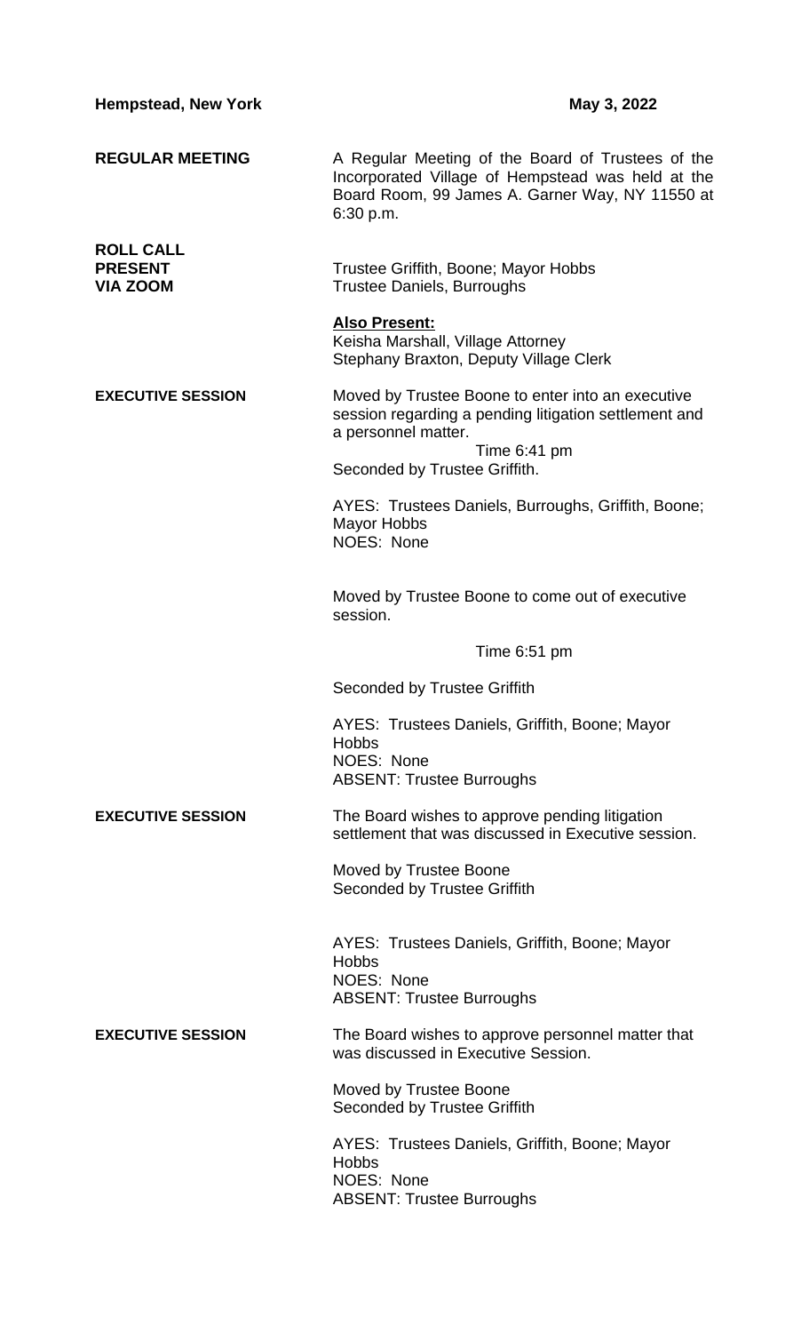**Hempstead, New York** **May 3, 2022**

**REGULAR MEETING**

A Regular Meeting of the Board of Trustees of the Incorporated Village of Hempstead was held at the Board Room, 99 James A. Garner Way, NY 11550 at 6:30 p.m.

**ROLL CALL**

**PRESENT** Trustee Griffith, Boone; Mayor Hobbs

**VIA ZOOM** Trustee Daniels, Burroughs

**Also Present:**
Keisha Marshall, Village Attorney
Stephany Braxton, Deputy Village Clerk

**EXECUTIVE SESSION**

Moved by Trustee Boone to enter into an executive session regarding a pending litigation settlement and a personnel matter.

Time 6:41 pm

Seconded by Trustee Griffith.

AYES: Trustees Daniels, Burroughs, Griffith, Boone; Mayor Hobbs
NOES: None

Moved by Trustee Boone to come out of executive session.

Time 6:51 pm

Seconded by Trustee Griffith

AYES: Trustees Daniels, Griffith, Boone; Mayor Hobbs
NOES: None
ABSENT: Trustee Burroughs

**EXECUTIVE SESSION**

The Board wishes to approve pending litigation settlement that was discussed in Executive session.

Moved by Trustee Boone
Seconded by Trustee Griffith

AYES: Trustees Daniels, Griffith, Boone; Mayor Hobbs
NOES: None
ABSENT: Trustee Burroughs

**EXECUTIVE SESSION**

The Board wishes to approve personnel matter that was discussed in Executive Session.

Moved by Trustee Boone
Seconded by Trustee Griffith

AYES: Trustees Daniels, Griffith, Boone; Mayor Hobbs
NOES: None
ABSENT: Trustee Burroughs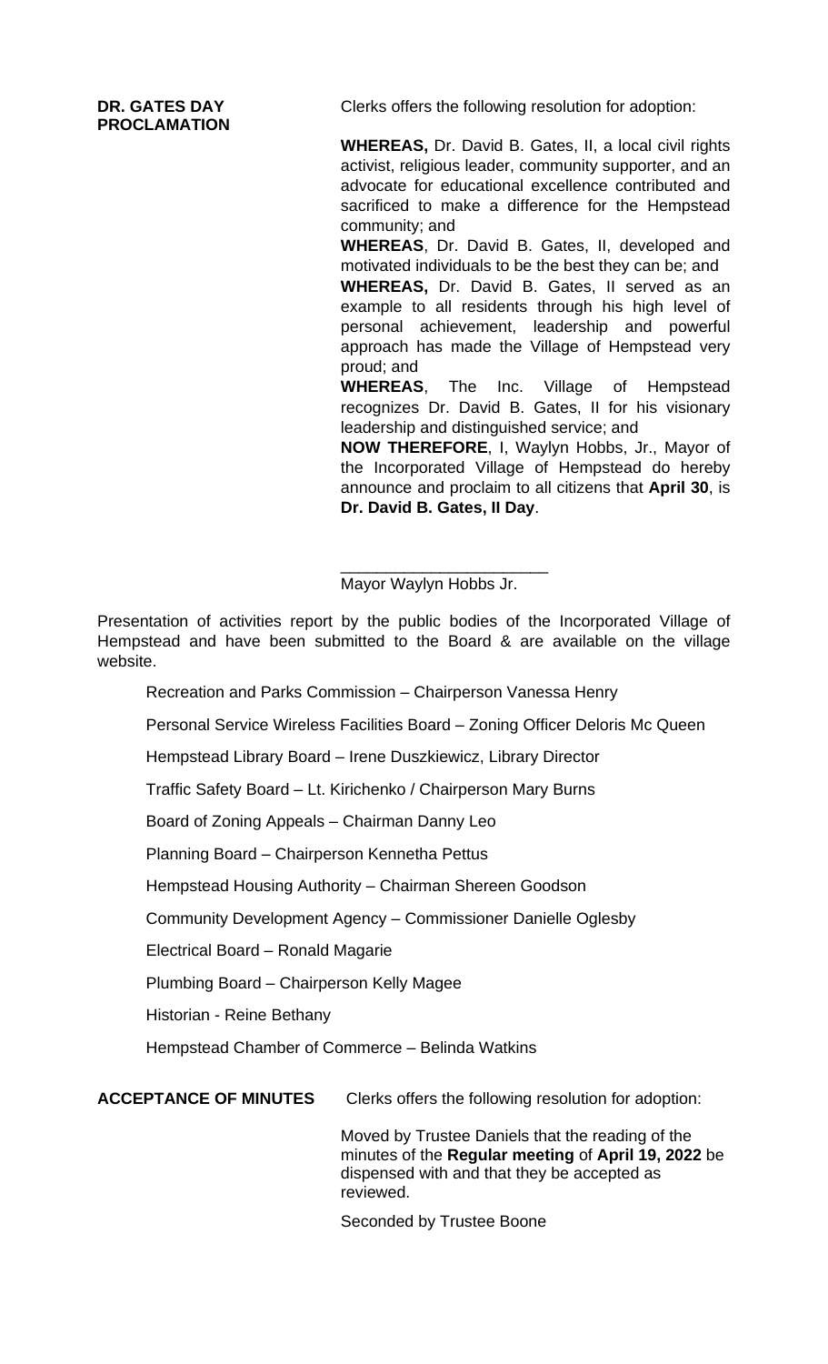**DR. GATES DAY PROCLAMATION**

Clerks offers the following resolution for adoption:

**WHEREAS,** Dr. David B. Gates, II, a local civil rights activist, religious leader, community supporter, and an advocate for educational excellence contributed and sacrificed to make a difference for the Hempstead community; and

**WHEREAS**, Dr. David B. Gates, II, developed and motivated individuals to be the best they can be; and

**WHEREAS,** Dr. David B. Gates, II served as an example to all residents through his high level of personal achievement, leadership and powerful approach has made the Village of Hempstead very proud; and

**WHEREAS**, The Inc. Village of Hempstead recognizes Dr. David B. Gates, II for his visionary leadership and distinguished service; and

**NOW THEREFORE**, I, Waylyn Hobbs, Jr., Mayor of the Incorporated Village of Hempstead do hereby announce and proclaim to all citizens that **April 30**, is **Dr. David B. Gates, II Day**.

\_\_\_\_\_\_\_\_\_\_\_\_\_\_\_\_\_\_\_\_\_\_\_\_
Mayor Waylyn Hobbs Jr.

Presentation of activities report by the public bodies of the Incorporated Village of Hempstead and have been submitted to the Board & are available on the village website.

Recreation and Parks Commission – Chairperson Vanessa Henry

Personal Service Wireless Facilities Board – Zoning Officer Deloris Mc Queen

Hempstead Library Board – Irene Duszkiewicz, Library Director

Traffic Safety Board – Lt. Kirichenko / Chairperson Mary Burns

Board of Zoning Appeals – Chairman Danny Leo

Planning Board – Chairperson Kennetha Pettus

Hempstead Housing Authority – Chairman Shereen Goodson

Community Development Agency – Commissioner Danielle Oglesby

Electrical Board – Ronald Magarie

Plumbing Board – Chairperson Kelly Magee

Historian - Reine Bethany

Hempstead Chamber of Commerce – Belinda Watkins

**ACCEPTANCE OF MINUTES**

Clerks offers the following resolution for adoption:

Moved by Trustee Daniels that the reading of the minutes of the **Regular meeting** of **April 19, 2022** be dispensed with and that they be accepted as reviewed.

Seconded by Trustee Boone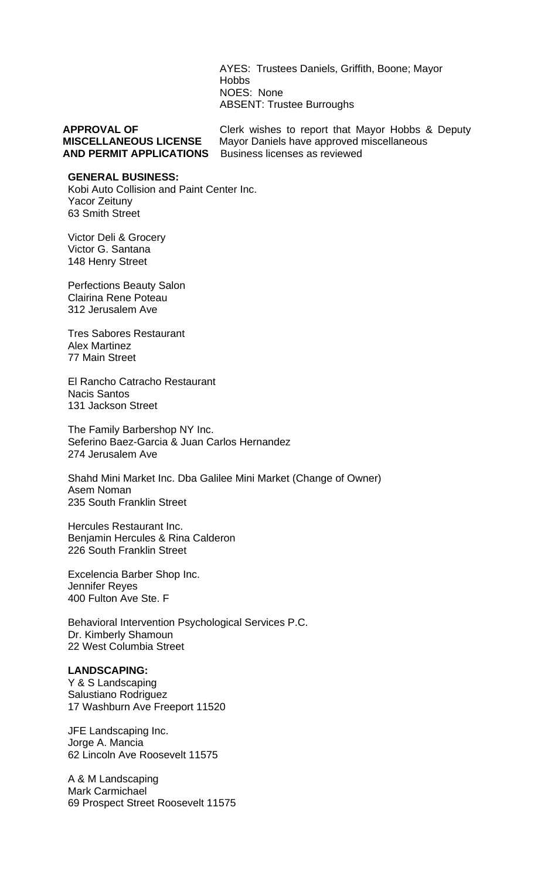AYES: Trustees Daniels, Griffith, Boone; Mayor Hobbs
NOES: None
ABSENT: Trustee Burroughs

**APPROVAL OF MISCELLANEOUS LICENSE AND PERMIT APPLICATIONS** Clerk wishes to report that Mayor Hobbs & Deputy Mayor Daniels have approved miscellaneous Business licenses as reviewed

**GENERAL BUSINESS:**

Kobi Auto Collision and Paint Center Inc.
Yacor Zeituny
63 Smith Street

Victor Deli & Grocery
Victor G. Santana
148 Henry Street

Perfections Beauty Salon
Clairina Rene Poteau
312 Jerusalem Ave

Tres Sabores Restaurant
Alex Martinez
77 Main Street

El Rancho Catracho Restaurant
Nacis Santos
131 Jackson Street

The Family Barbershop NY Inc.
Seferino Baez-Garcia & Juan Carlos Hernandez
274 Jerusalem Ave

Shahd Mini Market Inc. Dba Galilee Mini Market (Change of Owner)
Asem Noman
235 South Franklin Street

Hercules Restaurant Inc.
Benjamin Hercules & Rina Calderon
226 South Franklin Street

Excelencia Barber Shop Inc.
Jennifer Reyes
400 Fulton Ave Ste. F

Behavioral Intervention Psychological Services P.C.
Dr. Kimberly Shamoun
22 West Columbia Street

**LANDSCAPING:**

Y & S Landscaping
Salustiano Rodriguez
17 Washburn Ave Freeport 11520

JFE Landscaping Inc.
Jorge A. Mancia
62 Lincoln Ave Roosevelt 11575

A & M Landscaping
Mark Carmichael
69 Prospect Street Roosevelt 11575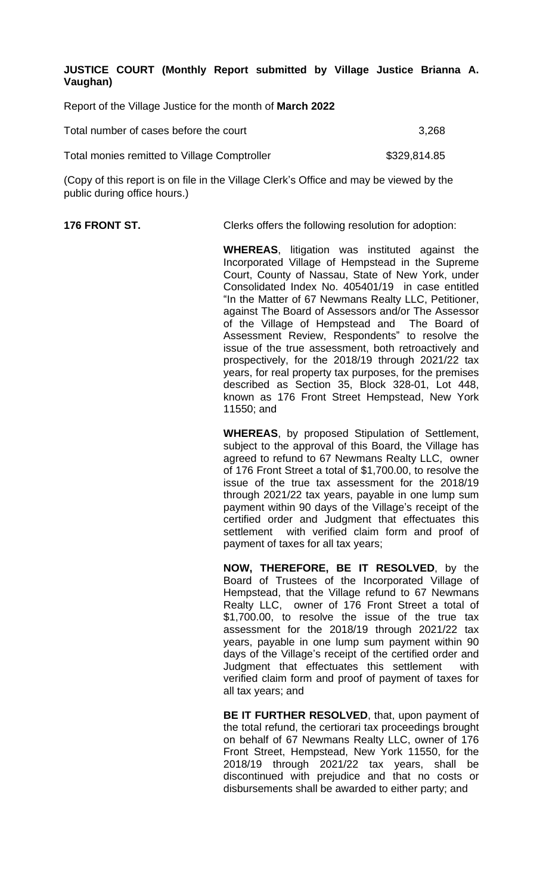**JUSTICE COURT (Monthly Report submitted by Village Justice Brianna A. Vaughan)**

Report of the Village Justice for the month of **March 2022**

| | |
|---|---|
| Total number of cases before the court | 3,268 |
| Total monies remitted to Village Comptroller | $329,814.85 |

(Copy of this report is on file in the Village Clerk's Office and may be viewed by the public during office hours.)

**176 FRONT ST.** Clerks offers the following resolution for adoption:

**WHEREAS**, litigation was instituted against the Incorporated Village of Hempstead in the Supreme Court, County of Nassau, State of New York, under Consolidated Index No. 405401/19 in case entitled "In the Matter of 67 Newmans Realty LLC, Petitioner, against The Board of Assessors and/or The Assessor of the Village of Hempstead and The Board of Assessment Review, Respondents" to resolve the issue of the true assessment, both retroactively and prospectively, for the 2018/19 through 2021/22 tax years, for real property tax purposes, for the premises described as Section 35, Block 328-01, Lot 448, known as 176 Front Street Hempstead, New York 11550; and

**WHEREAS**, by proposed Stipulation of Settlement, subject to the approval of this Board, the Village has agreed to refund to 67 Newmans Realty LLC, owner of 176 Front Street a total of $1,700.00, to resolve the issue of the true tax assessment for the 2018/19 through 2021/22 tax years, payable in one lump sum payment within 90 days of the Village's receipt of the certified order and Judgment that effectuates this settlement with verified claim form and proof of payment of taxes for all tax years;

**NOW, THEREFORE, BE IT RESOLVED**, by the Board of Trustees of the Incorporated Village of Hempstead, that the Village refund to 67 Newmans Realty LLC, owner of 176 Front Street a total of $1,700.00, to resolve the issue of the true tax assessment for the 2018/19 through 2021/22 tax years, payable in one lump sum payment within 90 days of the Village's receipt of the certified order and Judgment that effectuates this settlement with verified claim form and proof of payment of taxes for all tax years; and

**BE IT FURTHER RESOLVED**, that, upon payment of the total refund, the certiorari tax proceedings brought on behalf of 67 Newmans Realty LLC, owner of 176 Front Street, Hempstead, New York 11550, for the 2018/19 through 2021/22 tax years, shall be discontinued with prejudice and that no costs or disbursements shall be awarded to either party; and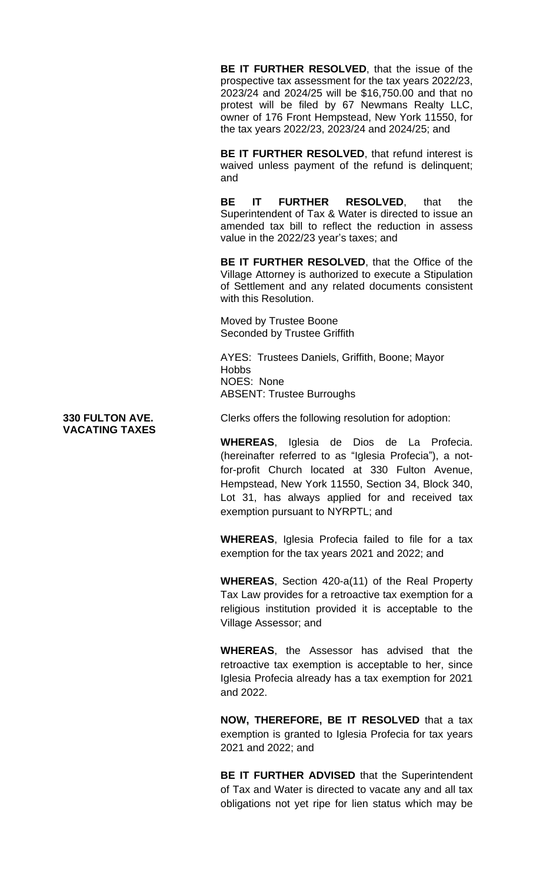**BE IT FURTHER RESOLVED**, that the issue of the prospective tax assessment for the tax years 2022/23, 2023/24 and 2024/25 will be $16,750.00 and that no protest will be filed by 67 Newmans Realty LLC, owner of 176 Front Hempstead, New York 11550, for the tax years 2022/23, 2023/24 and 2024/25; and

**BE IT FURTHER RESOLVED**, that refund interest is waived unless payment of the refund is delinquent; and

**BE IT FURTHER RESOLVED**, that the Superintendent of Tax & Water is directed to issue an amended tax bill to reflect the reduction in assess value in the 2022/23 year's taxes; and

**BE IT FURTHER RESOLVED**, that the Office of the Village Attorney is authorized to execute a Stipulation of Settlement and any related documents consistent with this Resolution.

Moved by Trustee Boone
Seconded by Trustee Griffith

AYES: Trustees Daniels, Griffith, Boone; Mayor Hobbs
NOES: None
ABSENT: Trustee Burroughs

**330 FULTON AVE. VACATING TAXES**

Clerks offers the following resolution for adoption:

**WHEREAS**, Iglesia de Dios de La Profecia. (hereinafter referred to as "Iglesia Profecia"), a not-for-profit Church located at 330 Fulton Avenue, Hempstead, New York 11550, Section 34, Block 340, Lot 31, has always applied for and received tax exemption pursuant to NYRPTL; and

**WHEREAS**, Iglesia Profecia failed to file for a tax exemption for the tax years 2021 and 2022; and

**WHEREAS**, Section 420-a(11) of the Real Property Tax Law provides for a retroactive tax exemption for a religious institution provided it is acceptable to the Village Assessor; and

**WHEREAS**, the Assessor has advised that the retroactive tax exemption is acceptable to her, since Iglesia Profecia already has a tax exemption for 2021 and 2022.

**NOW, THEREFORE, BE IT RESOLVED** that a tax exemption is granted to Iglesia Profecia for tax years 2021 and 2022; and

**BE IT FURTHER ADVISED** that the Superintendent of Tax and Water is directed to vacate any and all tax obligations not yet ripe for lien status which may be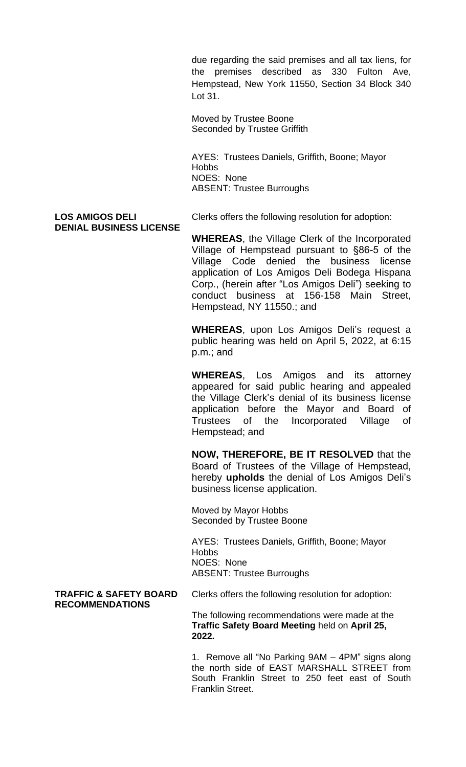due regarding the said premises and all tax liens, for the premises described as 330 Fulton Ave, Hempstead, New York 11550, Section 34 Block 340 Lot 31.

Moved by Trustee Boone
Seconded by Trustee Griffith

AYES: Trustees Daniels, Griffith, Boone; Mayor Hobbs
NOES: None
ABSENT: Trustee Burroughs

**LOS AMIGOS DELI DENIAL BUSINESS LICENSE**

Clerks offers the following resolution for adoption:

**WHEREAS**, the Village Clerk of the Incorporated Village of Hempstead pursuant to §86-5 of the Village Code denied the business license application of Los Amigos Deli Bodega Hispana Corp., (herein after "Los Amigos Deli") seeking to conduct business at 156-158 Main Street, Hempstead, NY 11550.; and

**WHEREAS**, upon Los Amigos Deli's request a public hearing was held on April 5, 2022, at 6:15 p.m.; and

**WHEREAS**, Los Amigos and its attorney appeared for said public hearing and appealed the Village Clerk's denial of its business license application before the Mayor and Board of Trustees of the Incorporated Village of Hempstead; and

**NOW, THEREFORE, BE IT RESOLVED** that the Board of Trustees of the Village of Hempstead, hereby **upholds** the denial of Los Amigos Deli's business license application.

Moved by Mayor Hobbs
Seconded by Trustee Boone

AYES: Trustees Daniels, Griffith, Boone; Mayor Hobbs
NOES: None
ABSENT: Trustee Burroughs

**TRAFFIC & SAFETY BOARD RECOMMENDATIONS**

Clerks offers the following resolution for adoption:

The following recommendations were made at the **Traffic Safety Board Meeting** held on **April 25, 2022.**

1. Remove all "No Parking 9AM – 4PM" signs along the north side of EAST MARSHALL STREET from South Franklin Street to 250 feet east of South Franklin Street.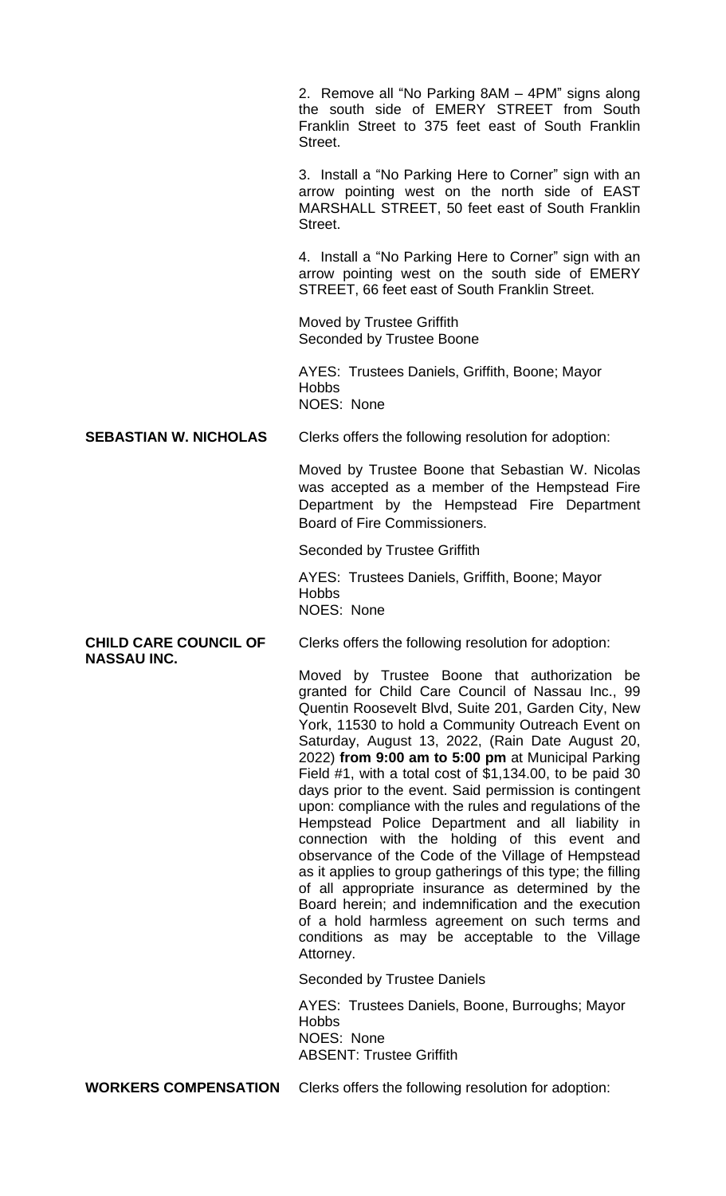2. Remove all "No Parking 8AM – 4PM" signs along the south side of EMERY STREET from South Franklin Street to 375 feet east of South Franklin Street.

3. Install a "No Parking Here to Corner" sign with an arrow pointing west on the north side of EAST MARSHALL STREET, 50 feet east of South Franklin Street.

4. Install a "No Parking Here to Corner" sign with an arrow pointing west on the south side of EMERY STREET, 66 feet east of South Franklin Street.

Moved by Trustee Griffith
Seconded by Trustee Boone

AYES: Trustees Daniels, Griffith, Boone; Mayor Hobbs
NOES: None

**SEBASTIAN W. NICHOLAS**

Clerks offers the following resolution for adoption:

Moved by Trustee Boone that Sebastian W. Nicolas was accepted as a member of the Hempstead Fire Department by the Hempstead Fire Department Board of Fire Commissioners.

Seconded by Trustee Griffith

AYES: Trustees Daniels, Griffith, Boone; Mayor Hobbs
NOES: None

**CHILD CARE COUNCIL OF NASSAU INC.**

Clerks offers the following resolution for adoption:

Moved by Trustee Boone that authorization be granted for Child Care Council of Nassau Inc., 99 Quentin Roosevelt Blvd, Suite 201, Garden City, New York, 11530 to hold a Community Outreach Event on Saturday, August 13, 2022, (Rain Date August 20, 2022) **from 9:00 am to 5:00 pm** at Municipal Parking Field #1, with a total cost of $1,134.00, to be paid 30 days prior to the event. Said permission is contingent upon: compliance with the rules and regulations of the Hempstead Police Department and all liability in connection with the holding of this event and observance of the Code of the Village of Hempstead as it applies to group gatherings of this type; the filling of all appropriate insurance as determined by the Board herein; and indemnification and the execution of a hold harmless agreement on such terms and conditions as may be acceptable to the Village Attorney.

Seconded by Trustee Daniels

AYES: Trustees Daniels, Boone, Burroughs; Mayor Hobbs
NOES: None
ABSENT: Trustee Griffith

**WORKERS COMPENSATION**

Clerks offers the following resolution for adoption: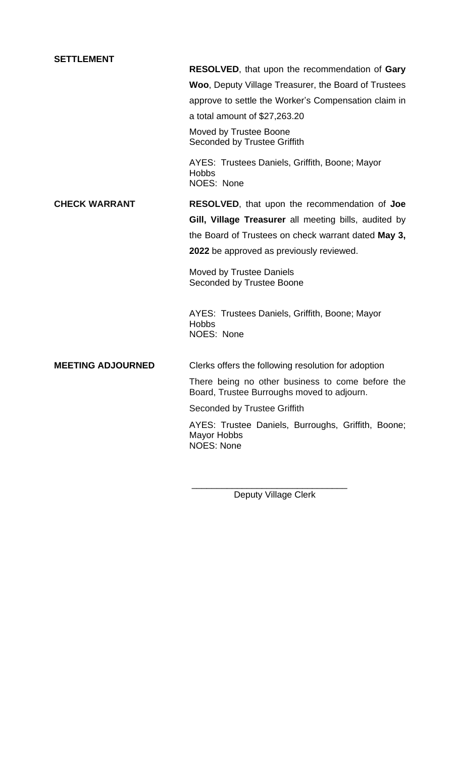**SETTLEMENT**

**RESOLVED**, that upon the recommendation of **Gary Woo**, Deputy Village Treasurer, the Board of Trustees approve to settle the Worker's Compensation claim in a total amount of $27,263.20

Moved by Trustee Boone
Seconded by Trustee Griffith

AYES: Trustees Daniels, Griffith, Boone; Mayor Hobbs
NOES: None

**CHECK WARRANT**

**RESOLVED**, that upon the recommendation of **Joe Gill, Village Treasurer** all meeting bills, audited by the Board of Trustees on check warrant dated **May 3, 2022** be approved as previously reviewed.

Moved by Trustee Daniels
Seconded by Trustee Boone

AYES: Trustees Daniels, Griffith, Boone; Mayor Hobbs
NOES: None

**MEETING ADJOURNED**

Clerks offers the following resolution for adoption

There being no other business to come before the Board, Trustee Burroughs moved to adjourn.

Seconded by Trustee Griffith

AYES: Trustee Daniels, Burroughs, Griffith, Boone; Mayor Hobbs
NOES: None

_______________________________
Deputy Village Clerk